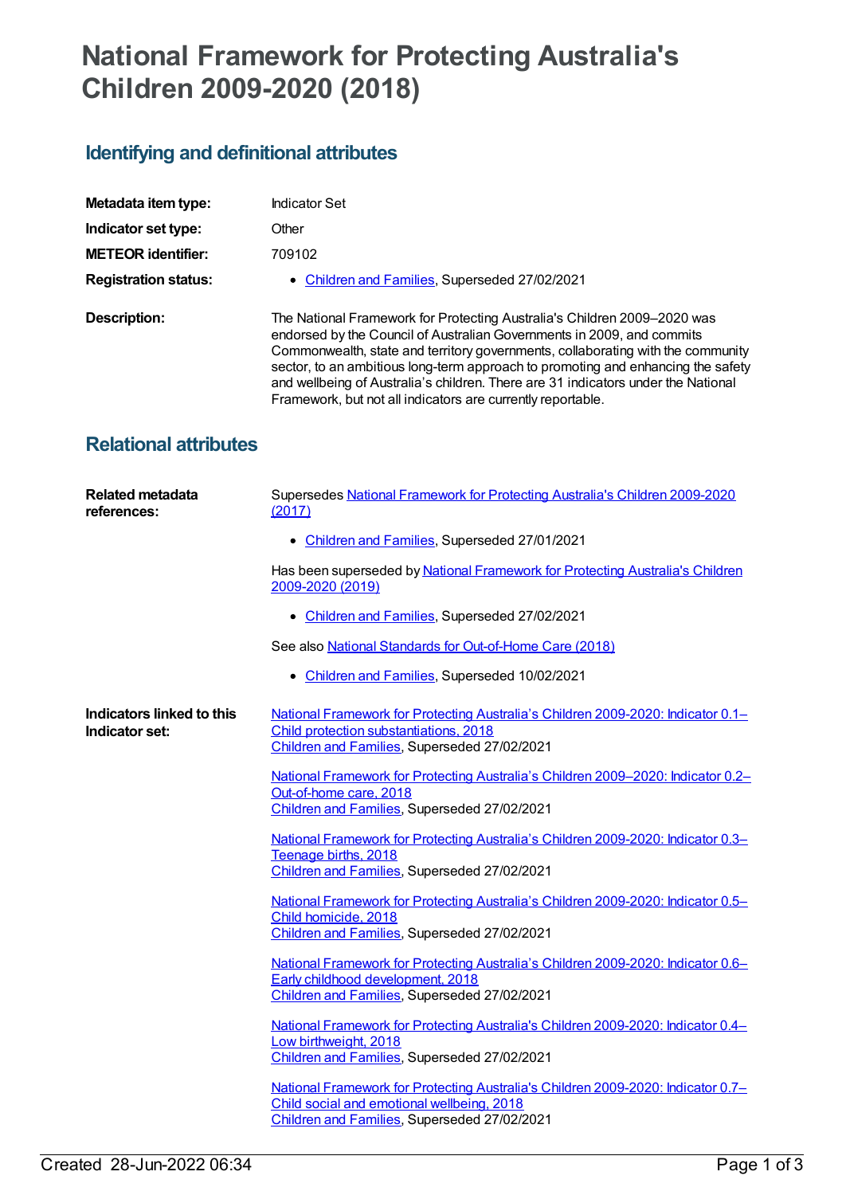# National Framework for Protecting Australia's Children 2009-2020 (2018)

## Identifying and definitional attributes

**Metadata item type:** Indicator Set

**Indicator set type:** Other

**METEOR identifier:** 709102

**Registration status:**

- Children and Families, Superseded 27/02/2021

**Description:** The National Framework for Protecting Australia's Children 2009–2020 was endorsed by the Council of Australian Governments in 2009, and commits Commonwealth, state and territory governments, collaborating with the community sector, to an ambitious long-term approach to promoting and enhancing the safety and wellbeing of Australia's children. There are 31 indicators under the National Framework, but not all indicators are currently reportable.

## Relational attributes

**Related metadata references:**

Supersedes National Framework for Protecting Australia's Children 2009-2020 (2017)

- Children and Families, Superseded 27/01/2021

Has been superseded by National Framework for Protecting Australia's Children 2009-2020 (2019)

- Children and Families, Superseded 27/02/2021

See also National Standards for Out-of-Home Care (2018)

- Children and Families, Superseded 10/02/2021

**Indicators linked to this Indicator set:**

National Framework for Protecting Australia's Children 2009-2020: Indicator 0.1–Child protection substantiations, 2018
Children and Families, Superseded 27/02/2021

National Framework for Protecting Australia's Children 2009–2020: Indicator 0.2–Out-of-home care, 2018
Children and Families, Superseded 27/02/2021

National Framework for Protecting Australia's Children 2009-2020: Indicator 0.3–Teenage births, 2018
Children and Families, Superseded 27/02/2021

National Framework for Protecting Australia's Children 2009-2020: Indicator 0.5–Child homicide, 2018
Children and Families, Superseded 27/02/2021

National Framework for Protecting Australia's Children 2009-2020: Indicator 0.6–Early childhood development, 2018
Children and Families, Superseded 27/02/2021

National Framework for Protecting Australia's Children 2009-2020: Indicator 0.4–Low birthweight, 2018
Children and Families, Superseded 27/02/2021

National Framework for Protecting Australia's Children 2009-2020: Indicator 0.7–Child social and emotional wellbeing, 2018
Children and Families, Superseded 27/02/2021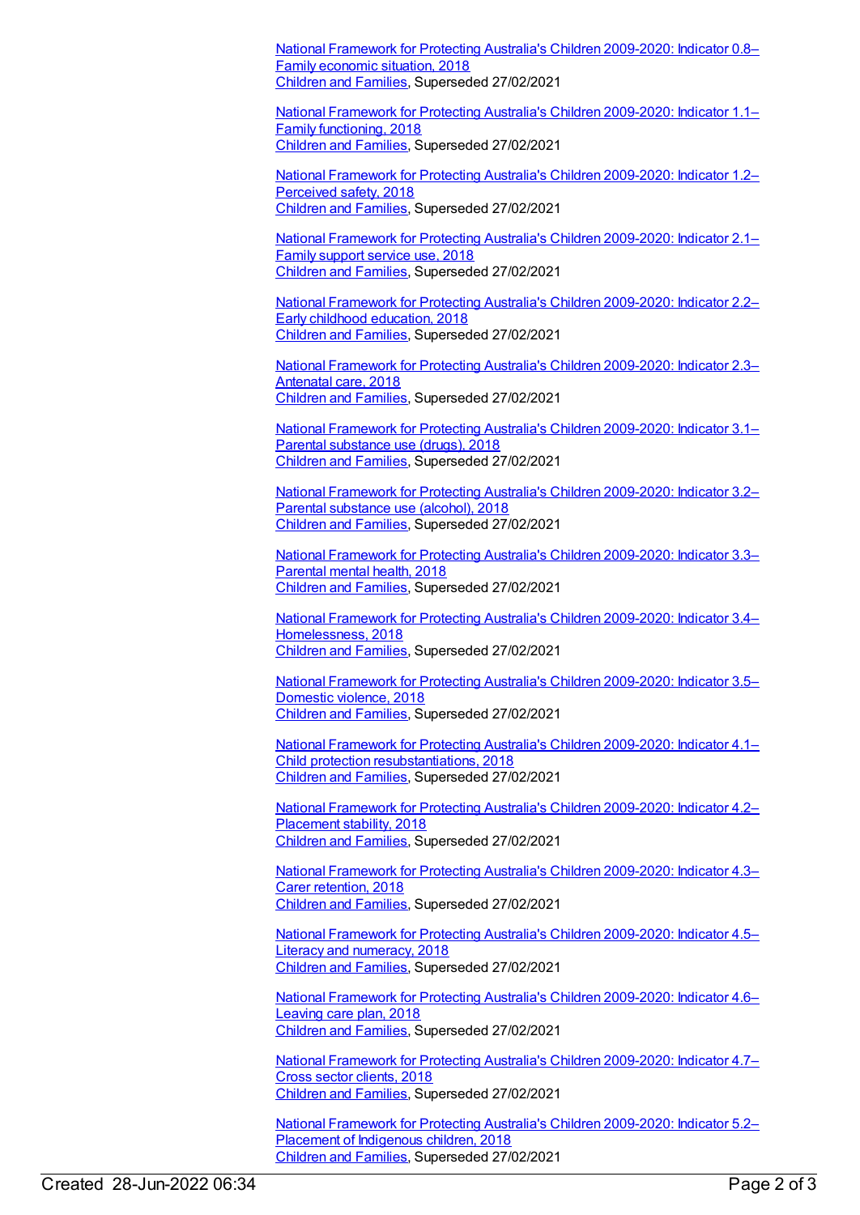National Framework for Protecting Australia's Children 2009-2020: Indicator 0.8–Family economic situation, 2018
Children and Families, Superseded 27/02/2021

National Framework for Protecting Australia's Children 2009-2020: Indicator 1.1–Family functioning, 2018
Children and Families, Superseded 27/02/2021

National Framework for Protecting Australia's Children 2009-2020: Indicator 1.2–Perceived safety, 2018
Children and Families, Superseded 27/02/2021

National Framework for Protecting Australia's Children 2009-2020: Indicator 2.1–Family support service use, 2018
Children and Families, Superseded 27/02/2021

National Framework for Protecting Australia's Children 2009-2020: Indicator 2.2–Early childhood education, 2018
Children and Families, Superseded 27/02/2021

National Framework for Protecting Australia's Children 2009-2020: Indicator 2.3–Antenatal care, 2018
Children and Families, Superseded 27/02/2021

National Framework for Protecting Australia's Children 2009-2020: Indicator 3.1–Parental substance use (drugs), 2018
Children and Families, Superseded 27/02/2021

National Framework for Protecting Australia's Children 2009-2020: Indicator 3.2–Parental substance use (alcohol), 2018
Children and Families, Superseded 27/02/2021

National Framework for Protecting Australia's Children 2009-2020: Indicator 3.3–Parental mental health, 2018
Children and Families, Superseded 27/02/2021

National Framework for Protecting Australia's Children 2009-2020: Indicator 3.4–Homelessness, 2018
Children and Families, Superseded 27/02/2021

National Framework for Protecting Australia's Children 2009-2020: Indicator 3.5–Domestic violence, 2018
Children and Families, Superseded 27/02/2021

National Framework for Protecting Australia's Children 2009-2020: Indicator 4.1–Child protection resubstantiations, 2018
Children and Families, Superseded 27/02/2021

National Framework for Protecting Australia's Children 2009-2020: Indicator 4.2–Placement stability, 2018
Children and Families, Superseded 27/02/2021

National Framework for Protecting Australia's Children 2009-2020: Indicator 4.3–Carer retention, 2018
Children and Families, Superseded 27/02/2021

National Framework for Protecting Australia's Children 2009-2020: Indicator 4.5–Literacy and numeracy, 2018
Children and Families, Superseded 27/02/2021

National Framework for Protecting Australia's Children 2009-2020: Indicator 4.6–Leaving care plan, 2018
Children and Families, Superseded 27/02/2021

National Framework for Protecting Australia's Children 2009-2020: Indicator 4.7–Cross sector clients, 2018
Children and Families, Superseded 27/02/2021

National Framework for Protecting Australia's Children 2009-2020: Indicator 5.2–Placement of Indigenous children, 2018
Children and Families, Superseded 27/02/2021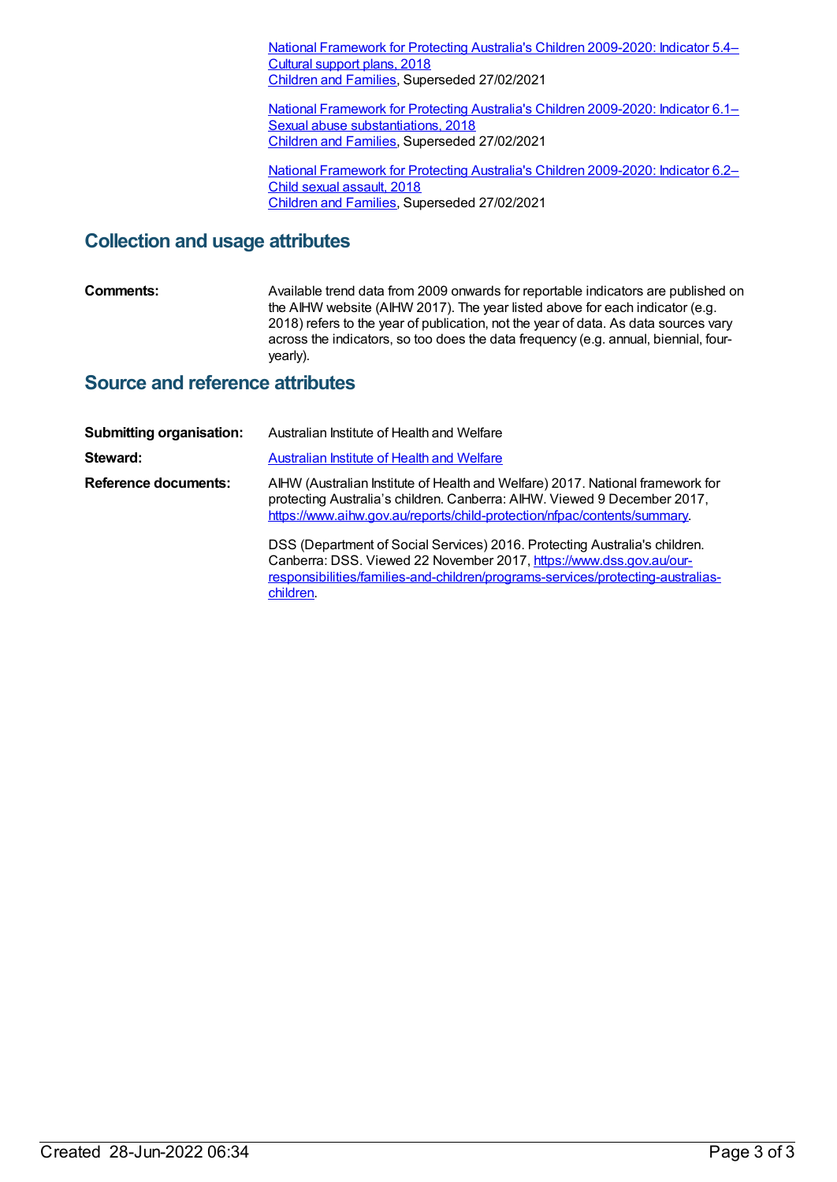National Framework for Protecting Australia's Children 2009-2020: Indicator 5.4–Cultural support plans, 2018
Children and Families, Superseded 27/02/2021

National Framework for Protecting Australia's Children 2009-2020: Indicator 6.1–Sexual abuse substantiations, 2018
Children and Families, Superseded 27/02/2021

National Framework for Protecting Australia's Children 2009-2020: Indicator 6.2–Child sexual assault, 2018
Children and Families, Superseded 27/02/2021

## Collection and usage attributes

**Comments:** Available trend data from 2009 onwards for reportable indicators are published on the AIHW website (AIHW 2017). The year listed above for each indicator (e.g. 2018) refers to the year of publication, not the year of data. As data sources vary across the indicators, so too does the data frequency (e.g. annual, biennial, four-yearly).

## Source and reference attributes

**Submitting organisation:** Australian Institute of Health and Welfare

**Steward:** Australian Institute of Health and Welfare

**Reference documents:** AIHW (Australian Institute of Health and Welfare) 2017. National framework for protecting Australia's children. Canberra: AIHW. Viewed 9 December 2017, https://www.aihw.gov.au/reports/child-protection/nfpac/contents/summary.

DSS (Department of Social Services) 2016. Protecting Australia's children. Canberra: DSS. Viewed 22 November 2017, https://www.dss.gov.au/our-responsibilities/families-and-children/programs-services/protecting-australias-children.